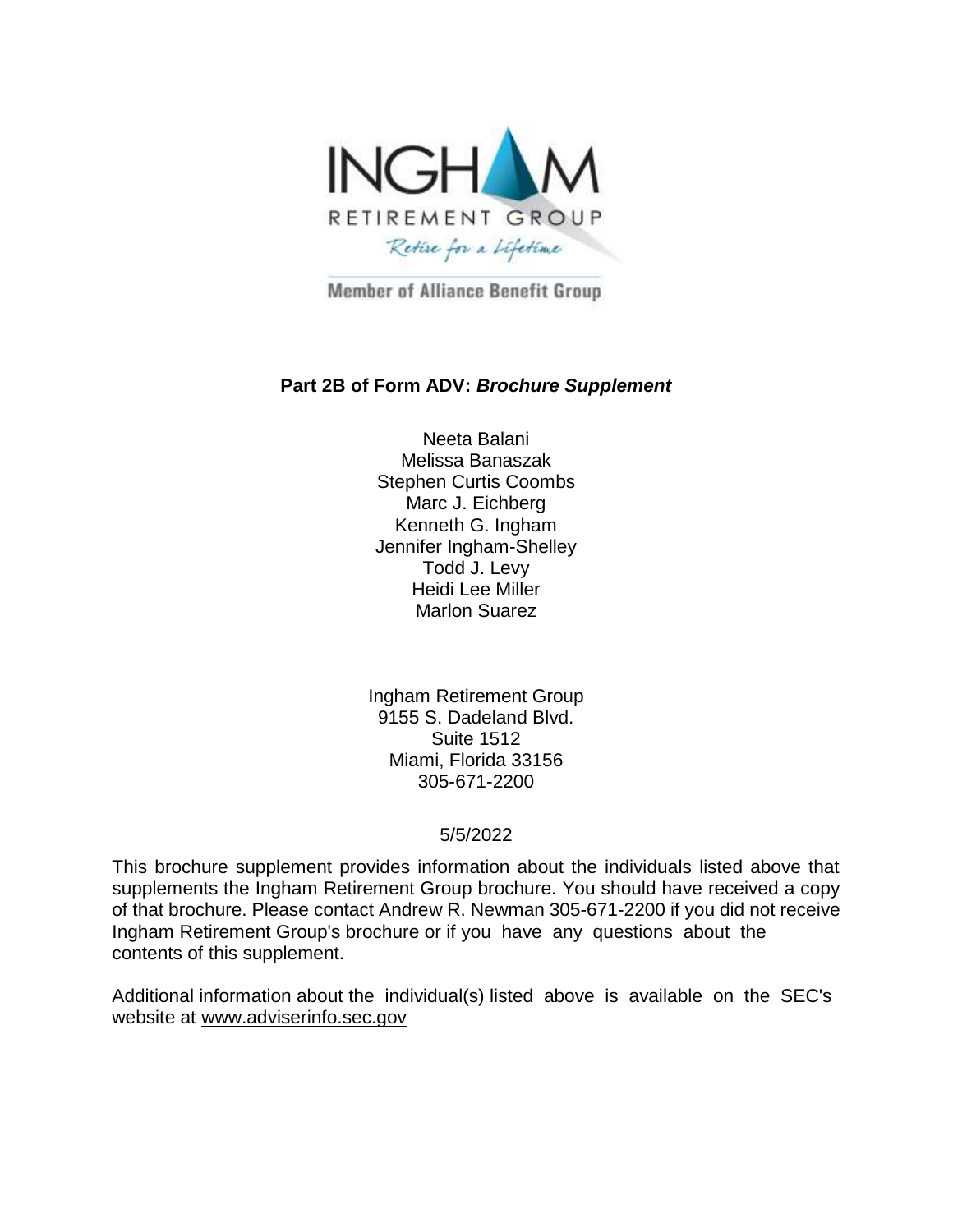INGHAM
RETIREMENT GROUP
Retire for a Lifetime

Member of Alliance Benefit Group

**Part 2B of Form ADV: *Brochure Supplement***

Neeta Balani
Melissa Banaszak
Stephen Curtis Coombs
Marc J. Eichberg
Kenneth G. Ingham
Jennifer Ingham-Shelley
Todd J. Levy
Heidi Lee Miller
Marlon Suarez

Ingham Retirement Group
9155 S. Dadeland Blvd.
Suite 1512
Miami, Florida 33156
305-671-2200

5/5/2022

This brochure supplement provides information about the individuals listed above that supplements the Ingham Retirement Group brochure. You should have received a copy of that brochure. Please contact Andrew R. Newman 305-671-2200 if you did not receive Ingham Retirement Group's brochure or if you have any questions about the contents of this supplement.

Additional information about the individual(s) listed above is available on the SEC's website at www.adviserinfo.sec.gov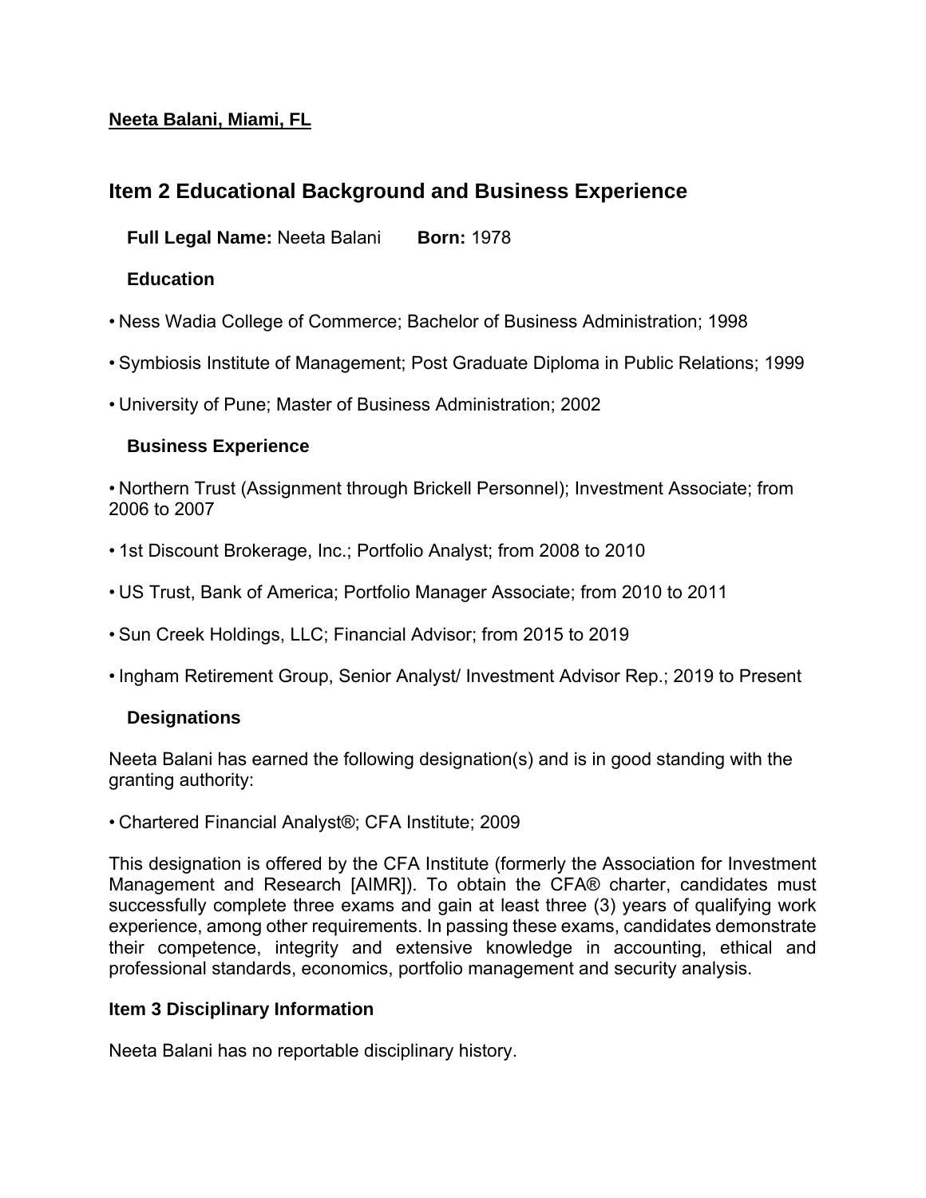**Neeta Balani, Miami, FL**

## Item 2 Educational Background and Business Experience

**Full Legal Name:** Neeta Balani **Born:** 1978

### Education

- Ness Wadia College of Commerce; Bachelor of Business Administration; 1998
- Symbiosis Institute of Management; Post Graduate Diploma in Public Relations; 1999
- University of Pune; Master of Business Administration; 2002

### Business Experience

- Northern Trust (Assignment through Brickell Personnel); Investment Associate; from 2006 to 2007
- 1st Discount Brokerage, Inc.; Portfolio Analyst; from 2008 to 2010
- US Trust, Bank of America; Portfolio Manager Associate; from 2010 to 2011
- Sun Creek Holdings, LLC; Financial Advisor; from 2015 to 2019
- Ingham Retirement Group, Senior Analyst/ Investment Advisor Rep.; 2019 to Present

### Designations

Neeta Balani has earned the following designation(s) and is in good standing with the granting authority:

- Chartered Financial Analyst®; CFA Institute; 2009

This designation is offered by the CFA Institute (formerly the Association for Investment Management and Research [AIMR]). To obtain the CFA® charter, candidates must successfully complete three exams and gain at least three (3) years of qualifying work experience, among other requirements. In passing these exams, candidates demonstrate their competence, integrity and extensive knowledge in accounting, ethical and professional standards, economics, portfolio management and security analysis.

**Item 3 Disciplinary Information**

Neeta Balani has no reportable disciplinary history.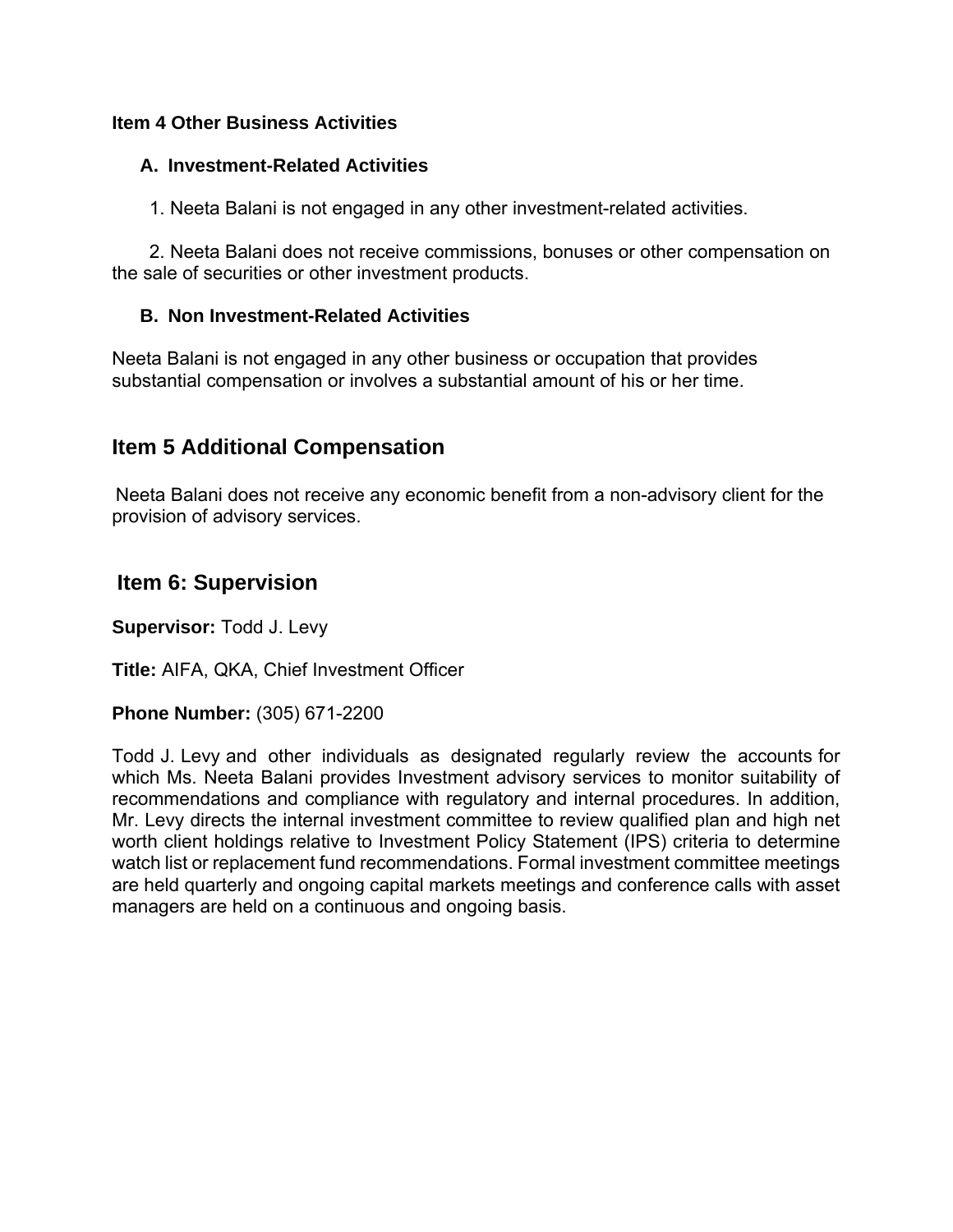## Item 4 Other Business Activities

### A. Investment-Related Activities

1. Neeta Balani is not engaged in any other investment-related activities.

2. Neeta Balani does not receive commissions, bonuses or other compensation on the sale of securities or other investment products.

### B. Non Investment-Related Activities

Neeta Balani is not engaged in any other business or occupation that provides substantial compensation or involves a substantial amount of his or her time.

## Item 5 Additional Compensation

Neeta Balani does not receive any economic benefit from a non-advisory client for the provision of advisory services.

## Item 6: Supervision

**Supervisor:** Todd J. Levy

**Title:** AIFA, QKA, Chief Investment Officer

**Phone Number:** (305) 671-2200

Todd J. Levy and other individuals as designated regularly review the accounts for which Ms. Neeta Balani provides Investment advisory services to monitor suitability of recommendations and compliance with regulatory and internal procedures. In addition, Mr. Levy directs the internal investment committee to review qualified plan and high net worth client holdings relative to Investment Policy Statement (IPS) criteria to determine watch list or replacement fund recommendations. Formal investment committee meetings are held quarterly and ongoing capital markets meetings and conference calls with asset managers are held on a continuous and ongoing basis.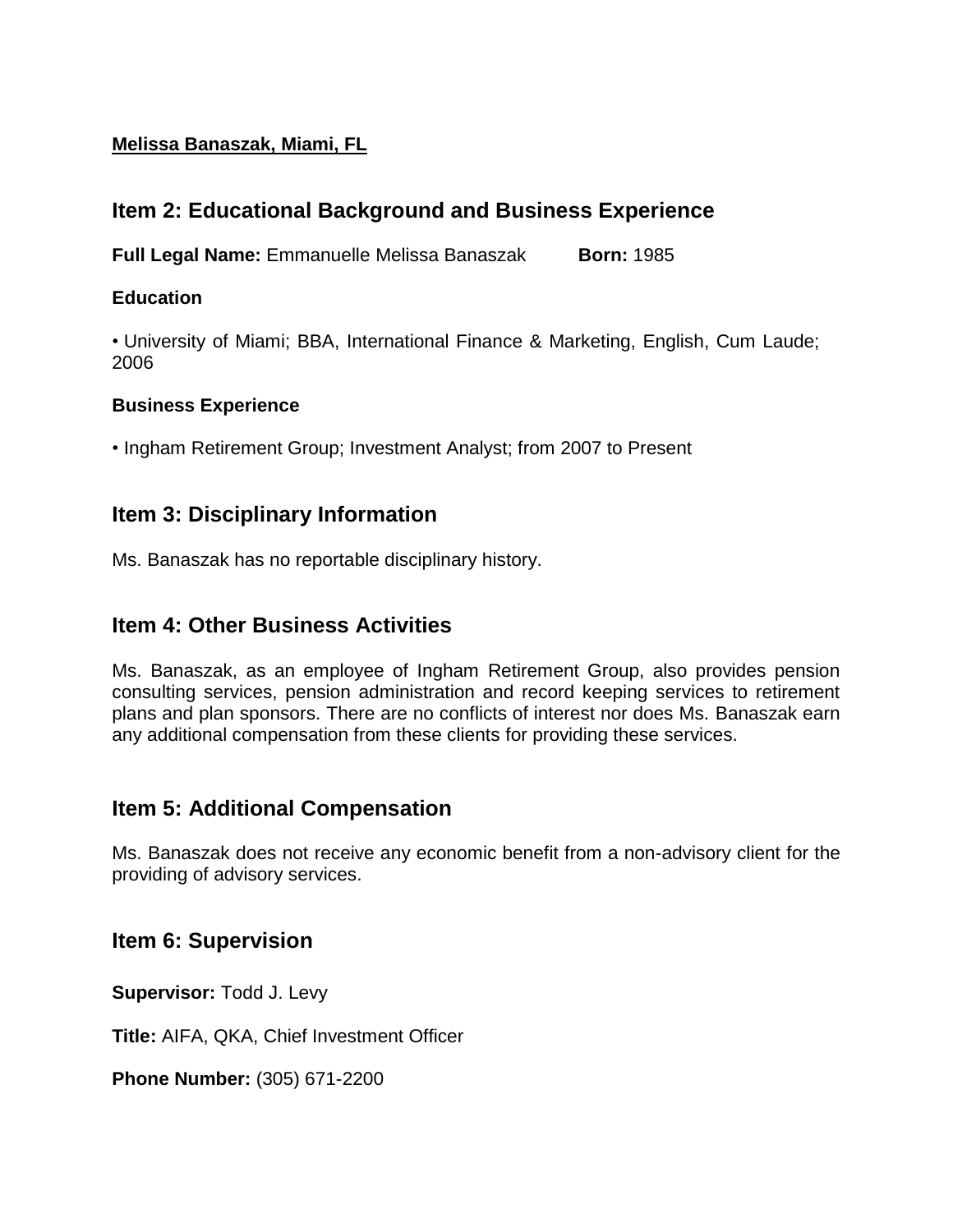**Melissa Banaszak, Miami, FL**

## Item 2: Educational Background and Business Experience

**Full Legal Name:** Emmanuelle Melissa Banaszak **Born:** 1985

**Education**

• University of Miami; BBA, International Finance & Marketing, English, Cum Laude; 2006

**Business Experience**

• Ingham Retirement Group; Investment Analyst; from 2007 to Present

## Item 3: Disciplinary Information

Ms. Banaszak has no reportable disciplinary history.

## Item 4: Other Business Activities

Ms. Banaszak, as an employee of Ingham Retirement Group, also provides pension consulting services, pension administration and record keeping services to retirement plans and plan sponsors. There are no conflicts of interest nor does Ms. Banaszak earn any additional compensation from these clients for providing these services.

## Item 5: Additional Compensation

Ms. Banaszak does not receive any economic benefit from a non-advisory client for the providing of advisory services.

## Item 6: Supervision

**Supervisor:** Todd J. Levy

**Title:** AIFA, QKA, Chief Investment Officer

**Phone Number:** (305) 671-2200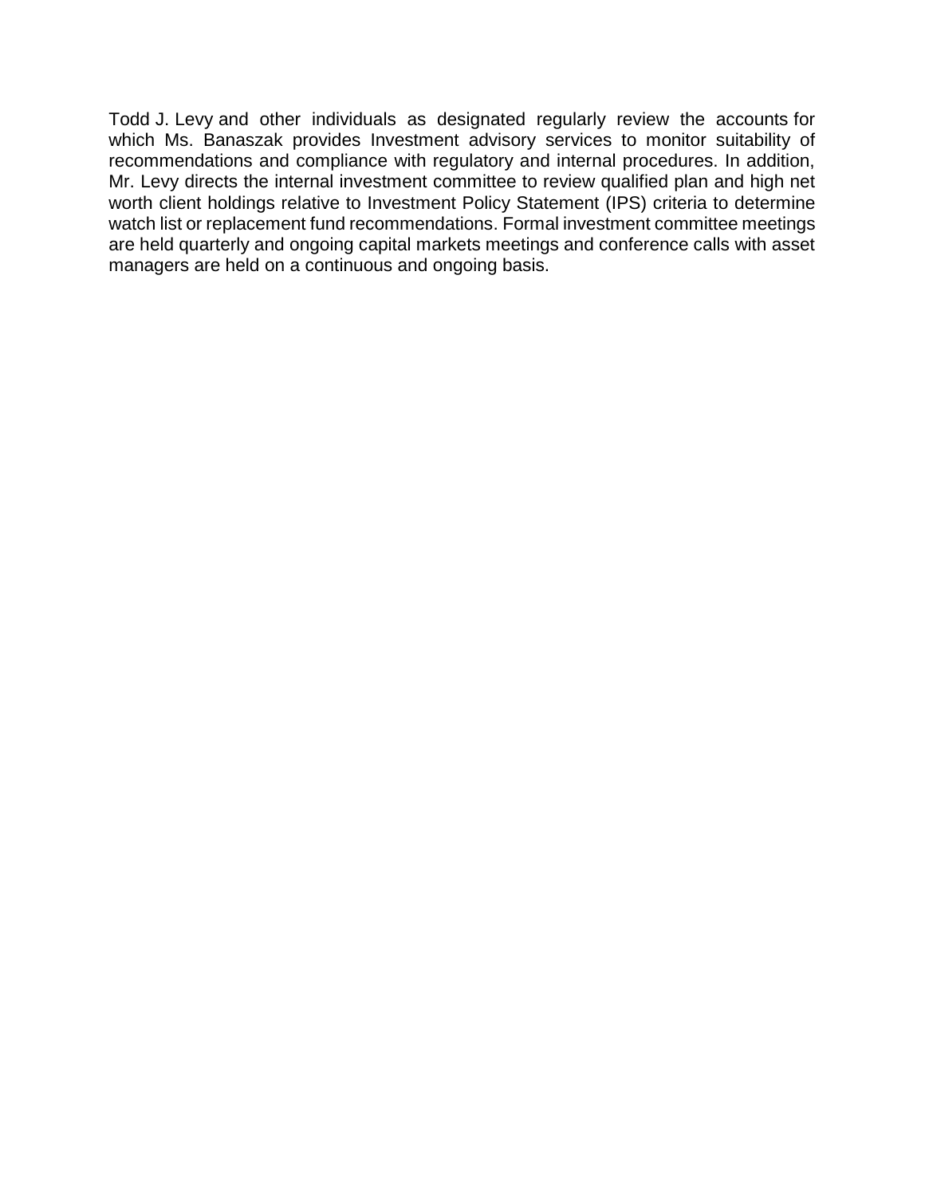Todd J. Levy and other individuals as designated regularly review the accounts for which Ms. Banaszak provides Investment advisory services to monitor suitability of recommendations and compliance with regulatory and internal procedures. In addition, Mr. Levy directs the internal investment committee to review qualified plan and high net worth client holdings relative to Investment Policy Statement (IPS) criteria to determine watch list or replacement fund recommendations. Formal investment committee meetings are held quarterly and ongoing capital markets meetings and conference calls with asset managers are held on a continuous and ongoing basis.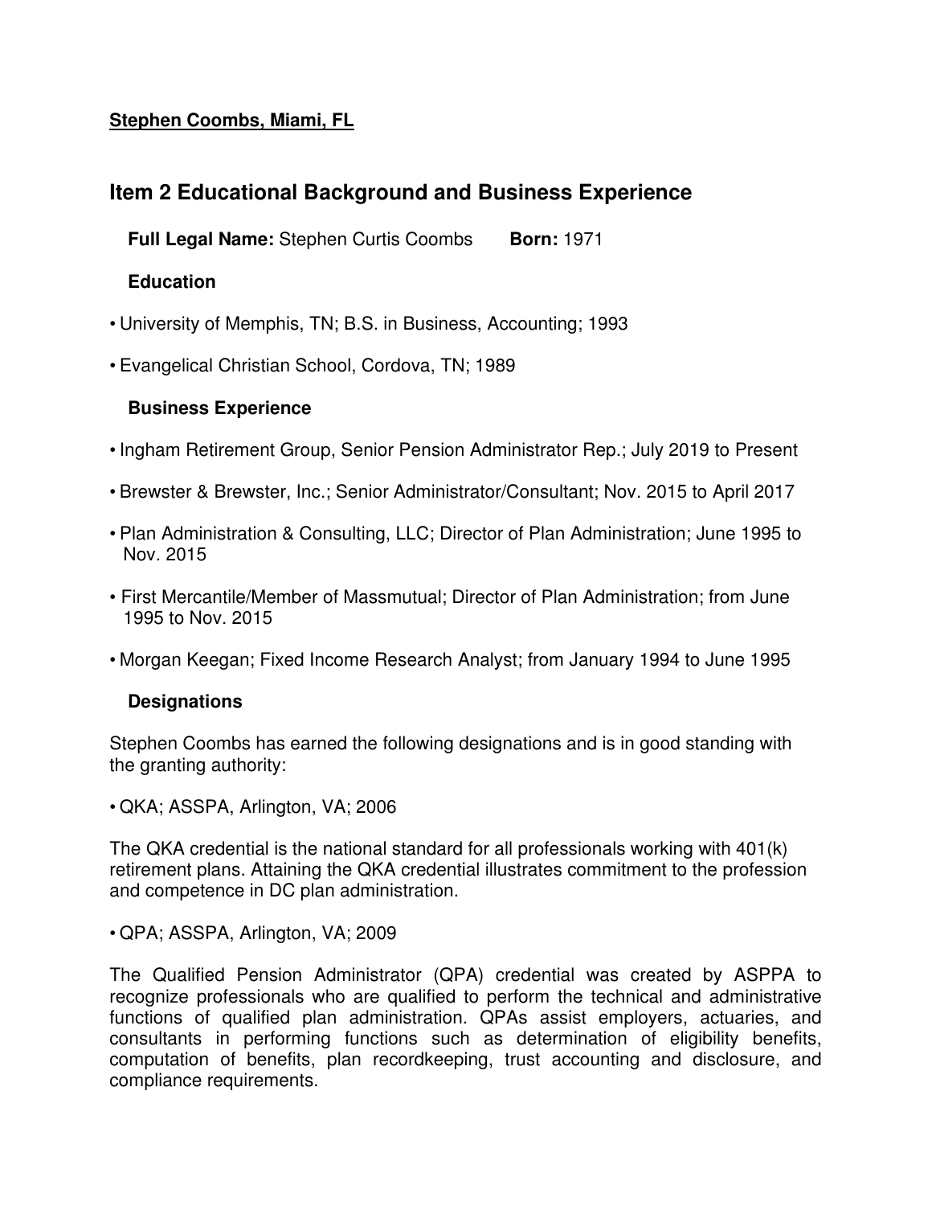**Stephen Coombs, Miami, FL**

## Item 2 Educational Background and Business Experience

**Full Legal Name:** Stephen Curtis Coombs **Born:** 1971

### Education

- University of Memphis, TN; B.S. in Business, Accounting; 1993
- Evangelical Christian School, Cordova, TN; 1989

### Business Experience

- Ingham Retirement Group, Senior Pension Administrator Rep.; July 2019 to Present
- Brewster & Brewster, Inc.; Senior Administrator/Consultant; Nov. 2015 to April 2017
- Plan Administration & Consulting, LLC; Director of Plan Administration; June 1995 to Nov. 2015
- First Mercantile/Member of Massmutual; Director of Plan Administration; from June 1995 to Nov. 2015
- Morgan Keegan; Fixed Income Research Analyst; from January 1994 to June 1995

### Designations

Stephen Coombs has earned the following designations and is in good standing with the granting authority:

- QKA; ASSPA, Arlington, VA; 2006

The QKA credential is the national standard for all professionals working with 401(k) retirement plans. Attaining the QKA credential illustrates commitment to the profession and competence in DC plan administration.

- QPA; ASSPA, Arlington, VA; 2009

The Qualified Pension Administrator (QPA) credential was created by ASPPA to recognize professionals who are qualified to perform the technical and administrative functions of qualified plan administration. QPAs assist employers, actuaries, and consultants in performing functions such as determination of eligibility benefits, computation of benefits, plan recordkeeping, trust accounting and disclosure, and compliance requirements.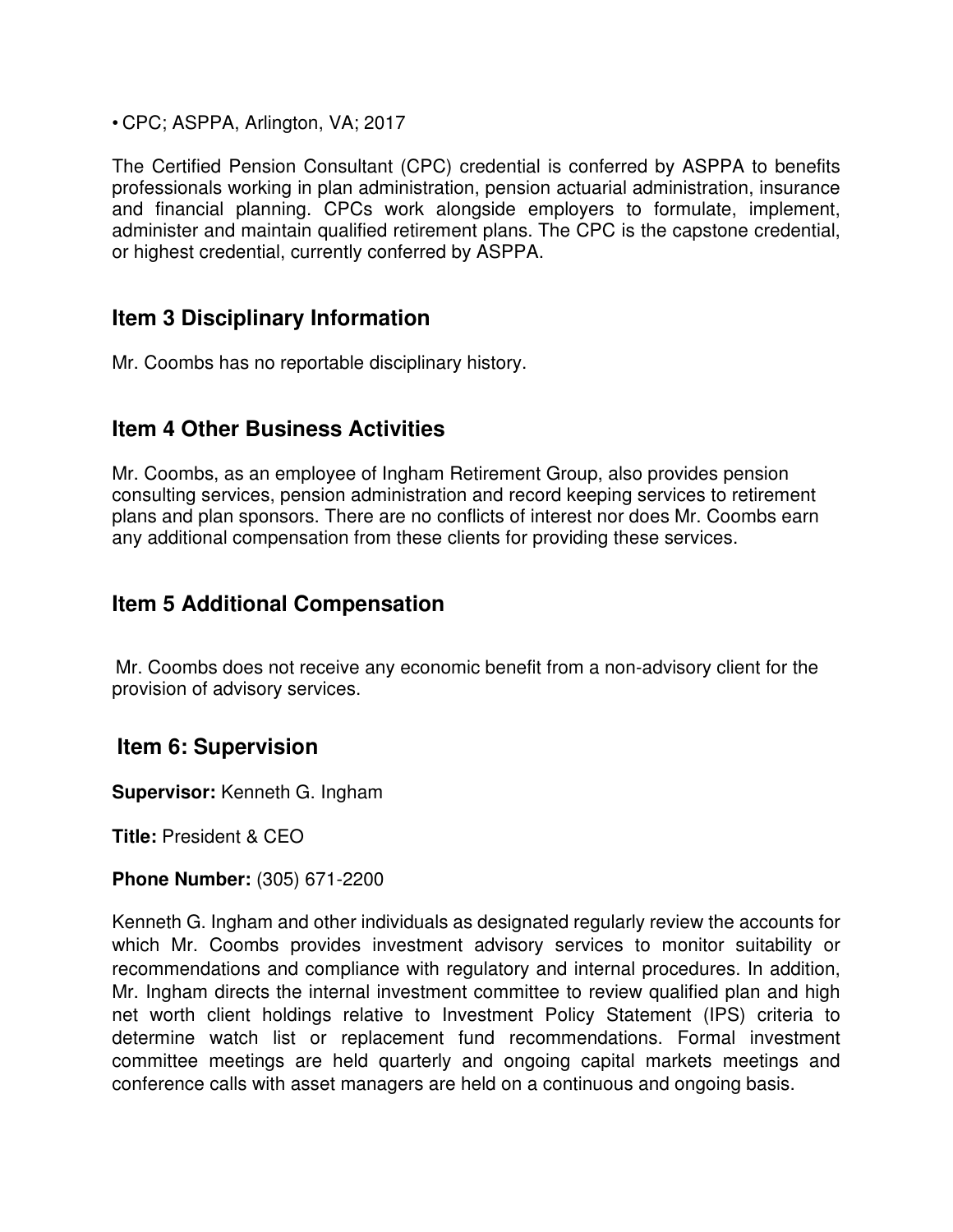- CPC; ASPPA, Arlington, VA; 2017

The Certified Pension Consultant (CPC) credential is conferred by ASPPA to benefits professionals working in plan administration, pension actuarial administration, insurance and financial planning. CPCs work alongside employers to formulate, implement, administer and maintain qualified retirement plans. The CPC is the capstone credential, or highest credential, currently conferred by ASPPA.

## Item 3 Disciplinary Information

Mr. Coombs has no reportable disciplinary history.

## Item 4 Other Business Activities

Mr. Coombs, as an employee of Ingham Retirement Group, also provides pension consulting services, pension administration and record keeping services to retirement plans and plan sponsors. There are no conflicts of interest nor does Mr. Coombs earn any additional compensation from these clients for providing these services.

## Item 5 Additional Compensation

Mr. Coombs does not receive any economic benefit from a non-advisory client for the provision of advisory services.

## Item 6: Supervision

**Supervisor:** Kenneth G. Ingham

**Title:** President & CEO

**Phone Number:** (305) 671-2200

Kenneth G. Ingham and other individuals as designated regularly review the accounts for which Mr. Coombs provides investment advisory services to monitor suitability or recommendations and compliance with regulatory and internal procedures. In addition, Mr. Ingham directs the internal investment committee to review qualified plan and high net worth client holdings relative to Investment Policy Statement (IPS) criteria to determine watch list or replacement fund recommendations. Formal investment committee meetings are held quarterly and ongoing capital markets meetings and conference calls with asset managers are held on a continuous and ongoing basis.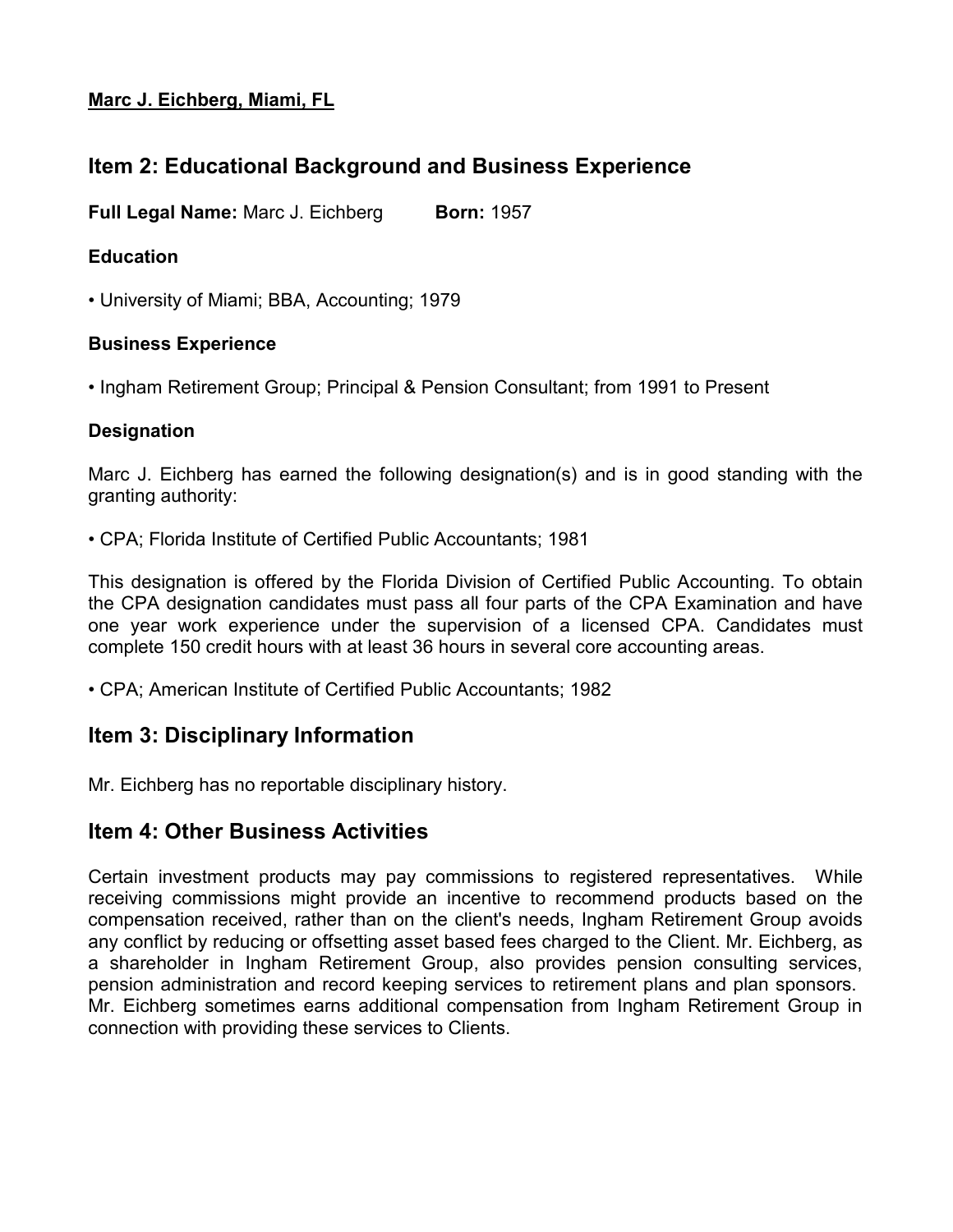**<u>Marc J. Eichberg, Miami, FL</u>**

## Item 2: Educational Background and Business Experience

**Full Legal Name:** Marc J. Eichberg **Born:** 1957

### Education

• University of Miami; BBA, Accounting; 1979

### Business Experience

• Ingham Retirement Group; Principal & Pension Consultant; from 1991 to Present

### Designation

Marc J. Eichberg has earned the following designation(s) and is in good standing with the granting authority:

• CPA; Florida Institute of Certified Public Accountants; 1981

This designation is offered by the Florida Division of Certified Public Accounting. To obtain the CPA designation candidates must pass all four parts of the CPA Examination and have one year work experience under the supervision of a licensed CPA. Candidates must complete 150 credit hours with at least 36 hours in several core accounting areas.

• CPA; American Institute of Certified Public Accountants; 1982

## Item 3: Disciplinary Information

Mr. Eichberg has no reportable disciplinary history.

## Item 4: Other Business Activities

Certain investment products may pay commissions to registered representatives. While receiving commissions might provide an incentive to recommend products based on the compensation received, rather than on the client's needs, Ingham Retirement Group avoids any conflict by reducing or offsetting asset based fees charged to the Client. Mr. Eichberg, as a shareholder in Ingham Retirement Group, also provides pension consulting services, pension administration and record keeping services to retirement plans and plan sponsors. Mr. Eichberg sometimes earns additional compensation from Ingham Retirement Group in connection with providing these services to Clients.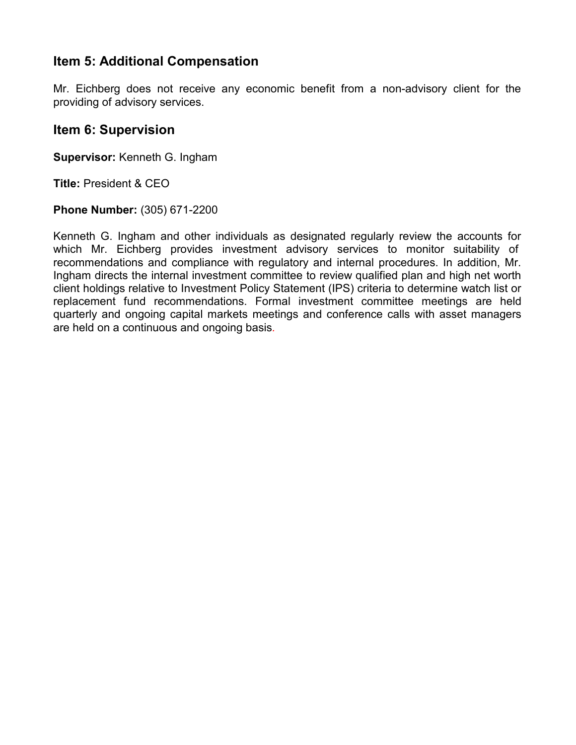## Item 5: Additional Compensation

Mr. Eichberg does not receive any economic benefit from a non-advisory client for the providing of advisory services.

## Item 6: Supervision

**Supervisor:** Kenneth G. Ingham

**Title:** President & CEO

**Phone Number:** (305) 671-2200

Kenneth G. Ingham and other individuals as designated regularly review the accounts for which Mr. Eichberg provides investment advisory services to monitor suitability of recommendations and compliance with regulatory and internal procedures. In addition, Mr. Ingham directs the internal investment committee to review qualified plan and high net worth client holdings relative to Investment Policy Statement (IPS) criteria to determine watch list or replacement fund recommendations. Formal investment committee meetings are held quarterly and ongoing capital markets meetings and conference calls with asset managers are held on a continuous and ongoing basis.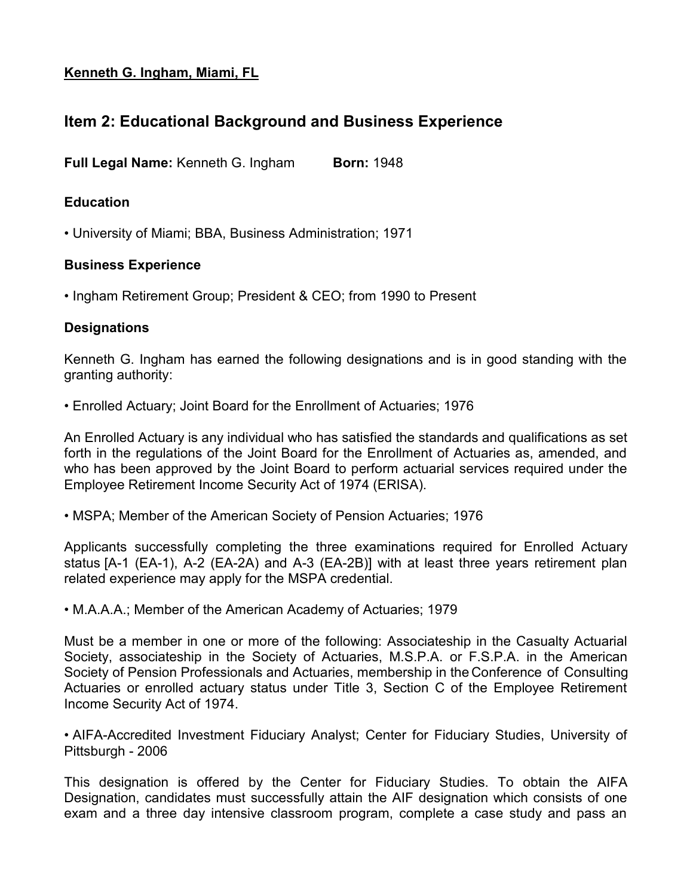**Kenneth G. Ingham, Miami, FL**

## Item 2: Educational Background and Business Experience

**Full Legal Name:** Kenneth G. Ingham **Born:** 1948

### Education

• University of Miami; BBA, Business Administration; 1971

### Business Experience

• Ingham Retirement Group; President & CEO; from 1990 to Present

### Designations

Kenneth G. Ingham has earned the following designations and is in good standing with the granting authority:

• Enrolled Actuary; Joint Board for the Enrollment of Actuaries; 1976

An Enrolled Actuary is any individual who has satisfied the standards and qualifications as set forth in the regulations of the Joint Board for the Enrollment of Actuaries as, amended, and who has been approved by the Joint Board to perform actuarial services required under the Employee Retirement Income Security Act of 1974 (ERISA).

• MSPA; Member of the American Society of Pension Actuaries; 1976

Applicants successfully completing the three examinations required for Enrolled Actuary status [A-1 (EA-1), A-2 (EA-2A) and A-3 (EA-2B)] with at least three years retirement plan related experience may apply for the MSPA credential.

• M.A.A.A.; Member of the American Academy of Actuaries; 1979

Must be a member in one or more of the following: Associateship in the Casualty Actuarial Society, associateship in the Society of Actuaries, M.S.P.A. or F.S.P.A. in the American Society of Pension Professionals and Actuaries, membership in the Conference of Consulting Actuaries or enrolled actuary status under Title 3, Section C of the Employee Retirement Income Security Act of 1974.

• AIFA-Accredited Investment Fiduciary Analyst; Center for Fiduciary Studies, University of Pittsburgh - 2006

This designation is offered by the Center for Fiduciary Studies. To obtain the AIFA Designation, candidates must successfully attain the AIF designation which consists of one exam and a three day intensive classroom program, complete a case study and pass an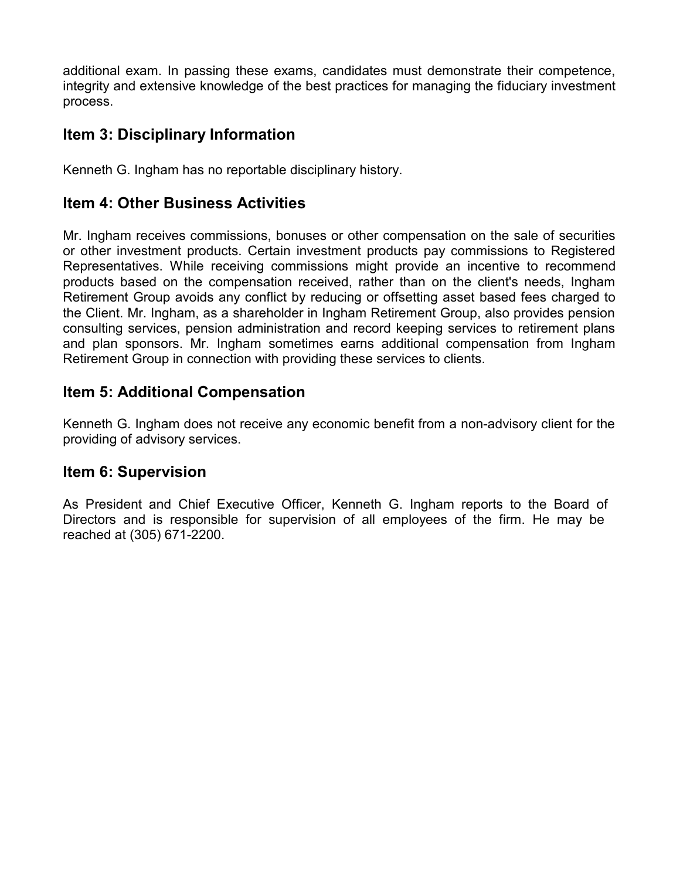additional exam. In passing these exams, candidates must demonstrate their competence, integrity and extensive knowledge of the best practices for managing the fiduciary investment process.

## Item 3: Disciplinary Information

Kenneth G. Ingham has no reportable disciplinary history.

## Item 4: Other Business Activities

Mr. Ingham receives commissions, bonuses or other compensation on the sale of securities or other investment products. Certain investment products pay commissions to Registered Representatives. While receiving commissions might provide an incentive to recommend products based on the compensation received, rather than on the client's needs, Ingham Retirement Group avoids any conflict by reducing or offsetting asset based fees charged to the Client. Mr. Ingham, as a shareholder in Ingham Retirement Group, also provides pension consulting services, pension administration and record keeping services to retirement plans and plan sponsors. Mr. Ingham sometimes earns additional compensation from Ingham Retirement Group in connection with providing these services to clients.

## Item 5: Additional Compensation

Kenneth G. Ingham does not receive any economic benefit from a non-advisory client for the providing of advisory services.

## Item 6: Supervision

As President and Chief Executive Officer, Kenneth G. Ingham reports to the Board of Directors and is responsible for supervision of all employees of the firm. He may be reached at (305) 671-2200.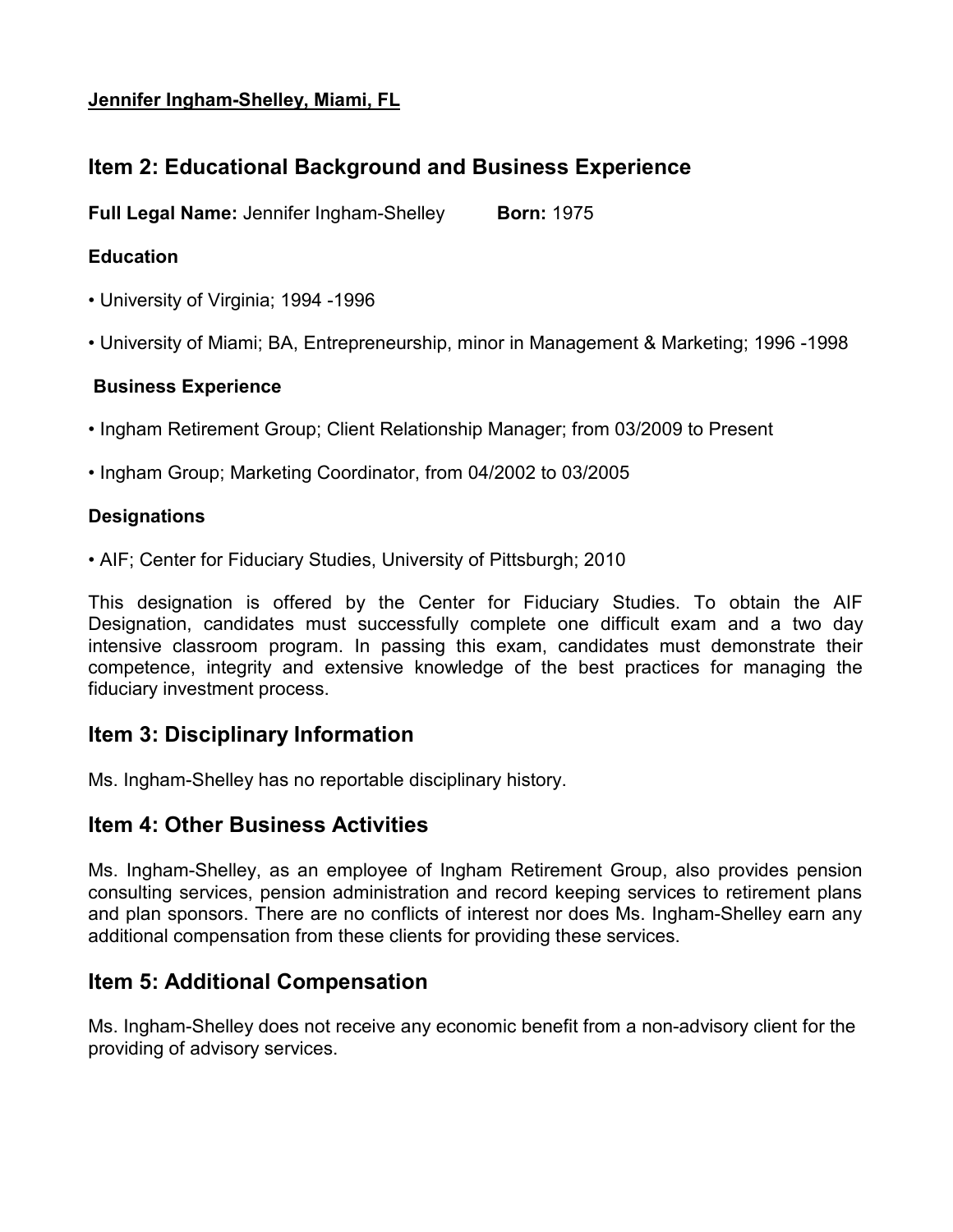**Jennifer Ingham-Shelley, Miami, FL**

## Item 2: Educational Background and Business Experience

**Full Legal Name:** Jennifer Ingham-Shelley **Born:** 1975

### Education

- University of Virginia; 1994 -1996
- University of Miami; BA, Entrepreneurship, minor in Management & Marketing; 1996 -1998

### Business Experience

- Ingham Retirement Group; Client Relationship Manager; from 03/2009 to Present
- Ingham Group; Marketing Coordinator, from 04/2002 to 03/2005

### Designations

- AIF; Center for Fiduciary Studies, University of Pittsburgh; 2010

This designation is offered by the Center for Fiduciary Studies. To obtain the AIF Designation, candidates must successfully complete one difficult exam and a two day intensive classroom program. In passing this exam, candidates must demonstrate their competence, integrity and extensive knowledge of the best practices for managing the fiduciary investment process.

## Item 3: Disciplinary Information

Ms. Ingham-Shelley has no reportable disciplinary history.

## Item 4: Other Business Activities

Ms. Ingham-Shelley, as an employee of Ingham Retirement Group, also provides pension consulting services, pension administration and record keeping services to retirement plans and plan sponsors. There are no conflicts of interest nor does Ms. Ingham-Shelley earn any additional compensation from these clients for providing these services.

## Item 5: Additional Compensation

Ms. Ingham-Shelley does not receive any economic benefit from a non-advisory client for the providing of advisory services.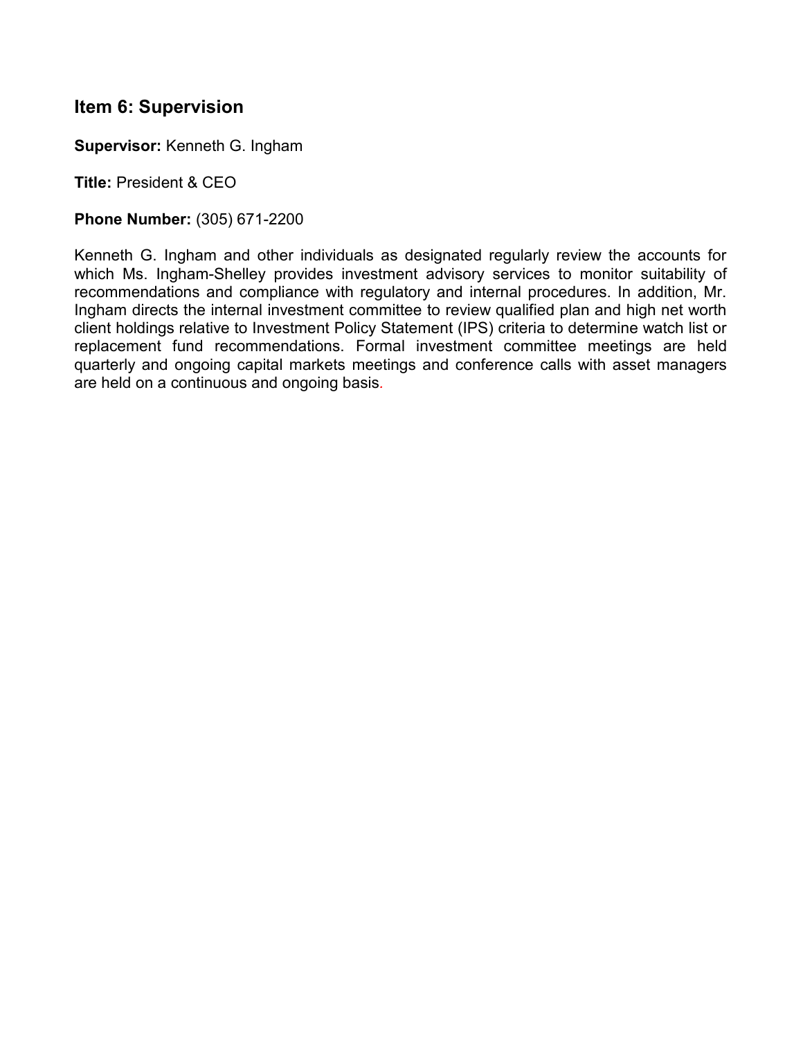## Item 6: Supervision

**Supervisor:** Kenneth G. Ingham

**Title:** President & CEO

**Phone Number:** (305) 671-2200

Kenneth G. Ingham and other individuals as designated regularly review the accounts for which Ms. Ingham-Shelley provides investment advisory services to monitor suitability of recommendations and compliance with regulatory and internal procedures. In addition, Mr. Ingham directs the internal investment committee to review qualified plan and high net worth client holdings relative to Investment Policy Statement (IPS) criteria to determine watch list or replacement fund recommendations. Formal investment committee meetings are held quarterly and ongoing capital markets meetings and conference calls with asset managers are held on a continuous and ongoing basis.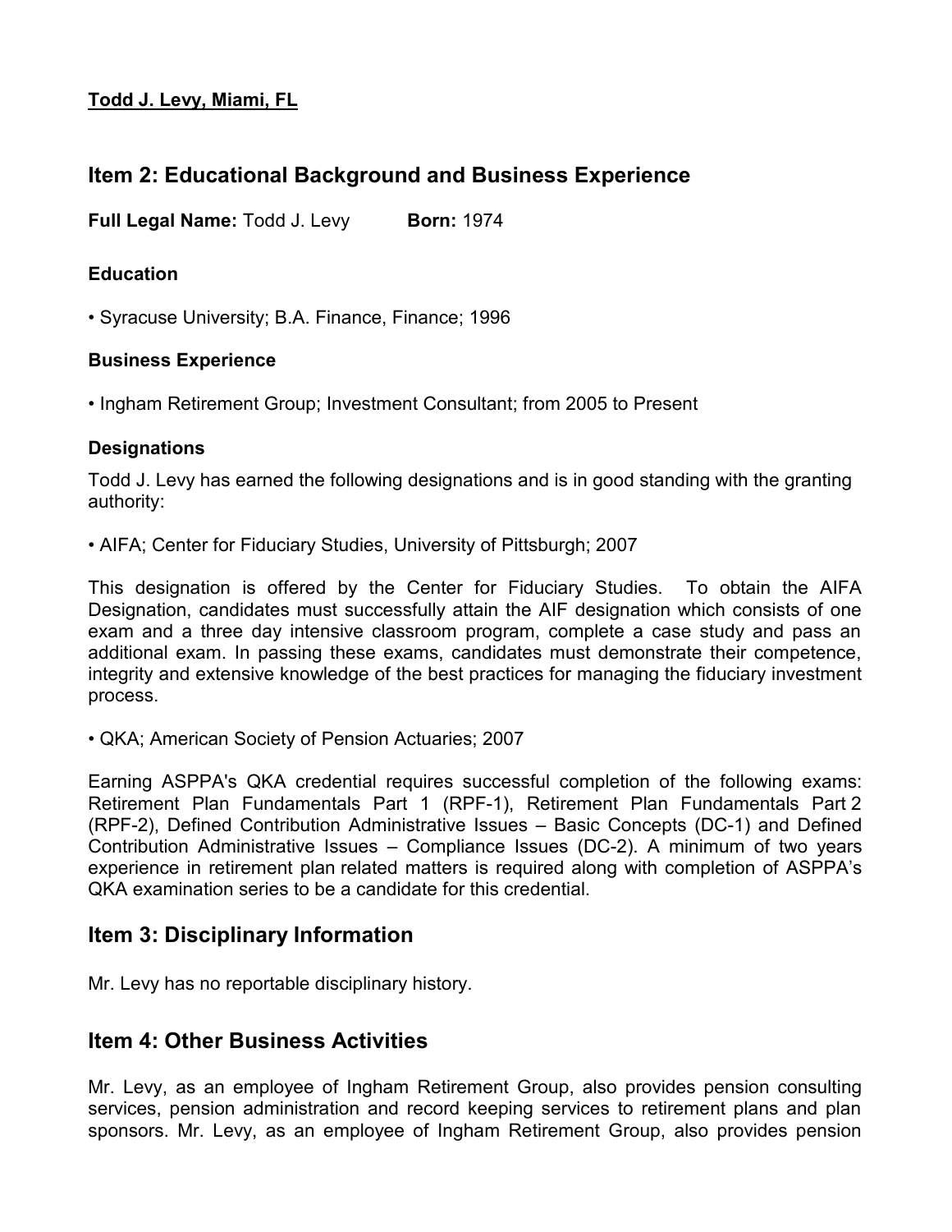**Todd J. Levy, Miami, FL**

## Item 2: Educational Background and Business Experience

**Full Legal Name:** Todd J. Levy **Born:** 1974

### Education

• Syracuse University; B.A. Finance, Finance; 1996

### Business Experience

• Ingham Retirement Group; Investment Consultant; from 2005 to Present

### Designations

Todd J. Levy has earned the following designations and is in good standing with the granting authority:

• AIFA; Center for Fiduciary Studies, University of Pittsburgh; 2007

This designation is offered by the Center for Fiduciary Studies. To obtain the AIFA Designation, candidates must successfully attain the AIF designation which consists of one exam and a three day intensive classroom program, complete a case study and pass an additional exam. In passing these exams, candidates must demonstrate their competence, integrity and extensive knowledge of the best practices for managing the fiduciary investment process.

• QKA; American Society of Pension Actuaries; 2007

Earning ASPPA's QKA credential requires successful completion of the following exams: Retirement Plan Fundamentals Part 1 (RPF-1), Retirement Plan Fundamentals Part 2 (RPF-2), Defined Contribution Administrative Issues – Basic Concepts (DC-1) and Defined Contribution Administrative Issues – Compliance Issues (DC-2). A minimum of two years experience in retirement plan related matters is required along with completion of ASPPA's QKA examination series to be a candidate for this credential.

## Item 3: Disciplinary Information

Mr. Levy has no reportable disciplinary history.

## Item 4: Other Business Activities

Mr. Levy, as an employee of Ingham Retirement Group, also provides pension consulting services, pension administration and record keeping services to retirement plans and plan sponsors. Mr. Levy, as an employee of Ingham Retirement Group, also provides pension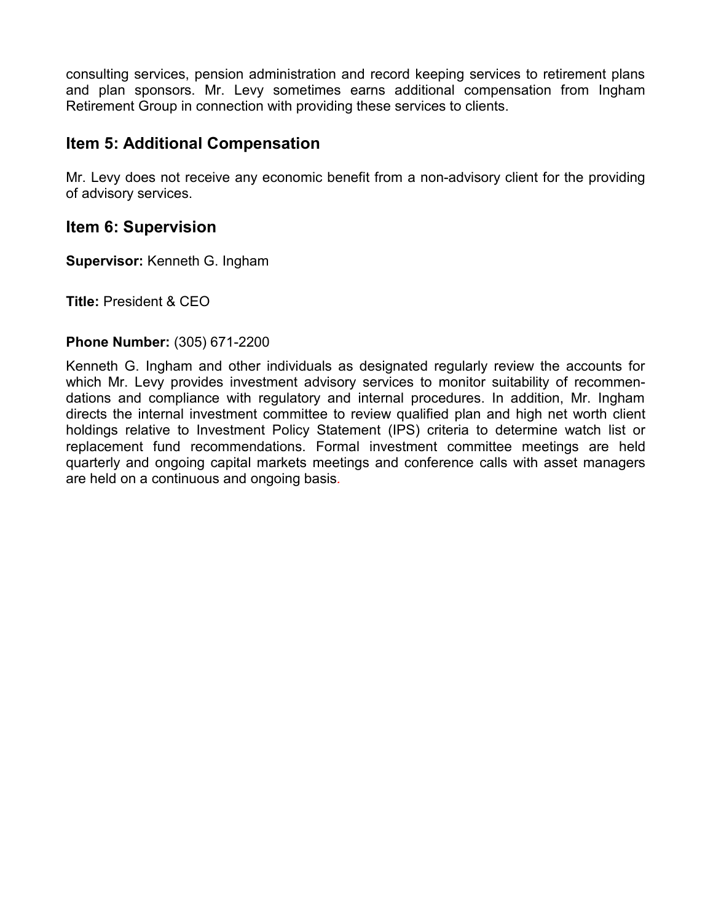consulting services, pension administration and record keeping services to retirement plans and plan sponsors. Mr. Levy sometimes earns additional compensation from Ingham Retirement Group in connection with providing these services to clients.

## Item 5: Additional Compensation

Mr. Levy does not receive any economic benefit from a non-advisory client for the providing of advisory services.

## Item 6: Supervision

**Supervisor:** Kenneth G. Ingham

**Title:** President & CEO

**Phone Number:** (305) 671-2200

Kenneth G. Ingham and other individuals as designated regularly review the accounts for which Mr. Levy provides investment advisory services to monitor suitability of recommendations and compliance with regulatory and internal procedures. In addition, Mr. Ingham directs the internal investment committee to review qualified plan and high net worth client holdings relative to Investment Policy Statement (IPS) criteria to determine watch list or replacement fund recommendations. Formal investment committee meetings are held quarterly and ongoing capital markets meetings and conference calls with asset managers are held on a continuous and ongoing basis.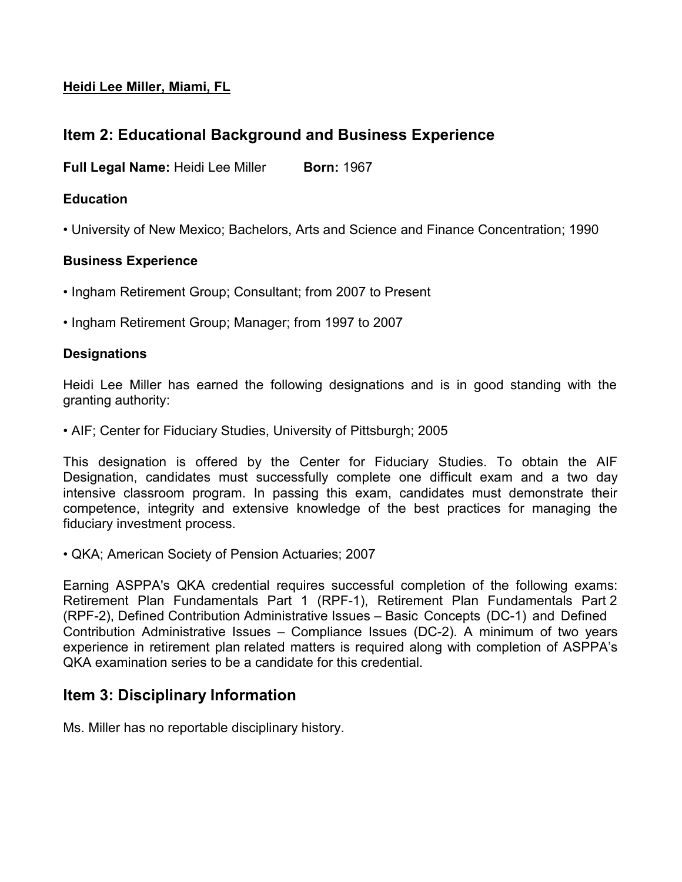**Heidi Lee Miller, Miami, FL**

## Item 2: Educational Background and Business Experience

**Full Legal Name:** Heidi Lee Miller **Born:** 1967

### Education

- University of New Mexico; Bachelors, Arts and Science and Finance Concentration; 1990

### Business Experience

- Ingham Retirement Group; Consultant; from 2007 to Present
- Ingham Retirement Group; Manager; from 1997 to 2007

### Designations

Heidi Lee Miller has earned the following designations and is in good standing with the granting authority:

- AIF; Center for Fiduciary Studies, University of Pittsburgh; 2005

This designation is offered by the Center for Fiduciary Studies. To obtain the AIF Designation, candidates must successfully complete one difficult exam and a two day intensive classroom program. In passing this exam, candidates must demonstrate their competence, integrity and extensive knowledge of the best practices for managing the fiduciary investment process.

- QKA; American Society of Pension Actuaries; 2007

Earning ASPPA's QKA credential requires successful completion of the following exams: Retirement Plan Fundamentals Part 1 (RPF-1), Retirement Plan Fundamentals Part 2 (RPF-2), Defined Contribution Administrative Issues – Basic Concepts (DC-1) and Defined Contribution Administrative Issues – Compliance Issues (DC-2). A minimum of two years experience in retirement plan related matters is required along with completion of ASPPA's QKA examination series to be a candidate for this credential.

## Item 3: Disciplinary Information

Ms. Miller has no reportable disciplinary history.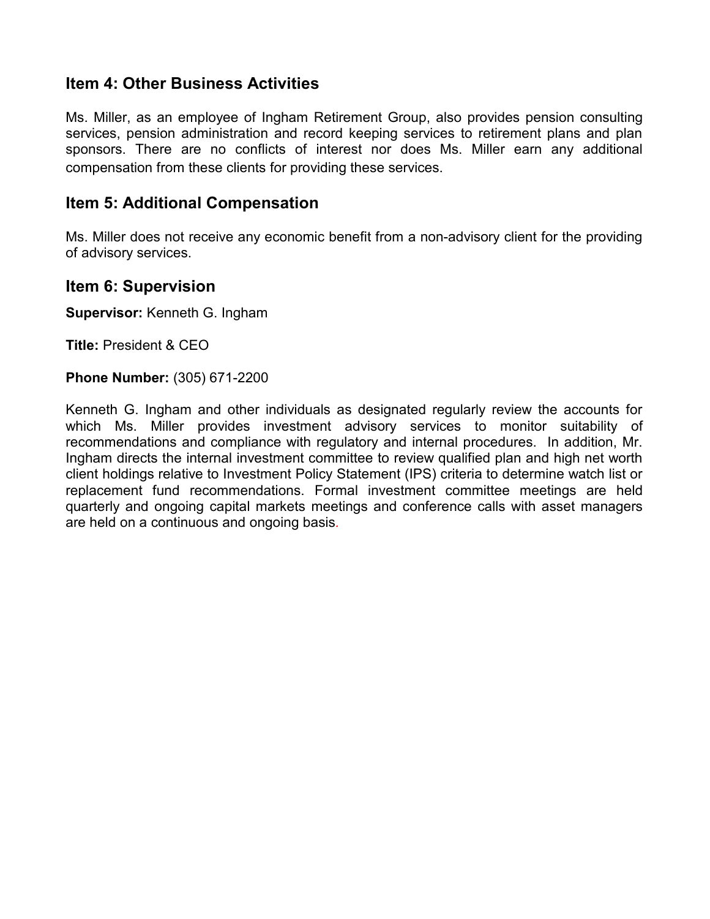## Item 4: Other Business Activities

Ms. Miller, as an employee of Ingham Retirement Group, also provides pension consulting services, pension administration and record keeping services to retirement plans and plan sponsors. There are no conflicts of interest nor does Ms. Miller earn any additional compensation from these clients for providing these services.

## Item 5: Additional Compensation

Ms. Miller does not receive any economic benefit from a non-advisory client for the providing of advisory services.

## Item 6: Supervision

**Supervisor:** Kenneth G. Ingham

**Title:** President & CEO

**Phone Number:** (305) 671-2200

Kenneth G. Ingham and other individuals as designated regularly review the accounts for which Ms. Miller provides investment advisory services to monitor suitability of recommendations and compliance with regulatory and internal procedures. In addition, Mr. Ingham directs the internal investment committee to review qualified plan and high net worth client holdings relative to Investment Policy Statement (IPS) criteria to determine watch list or replacement fund recommendations. Formal investment committee meetings are held quarterly and ongoing capital markets meetings and conference calls with asset managers are held on a continuous and ongoing basis.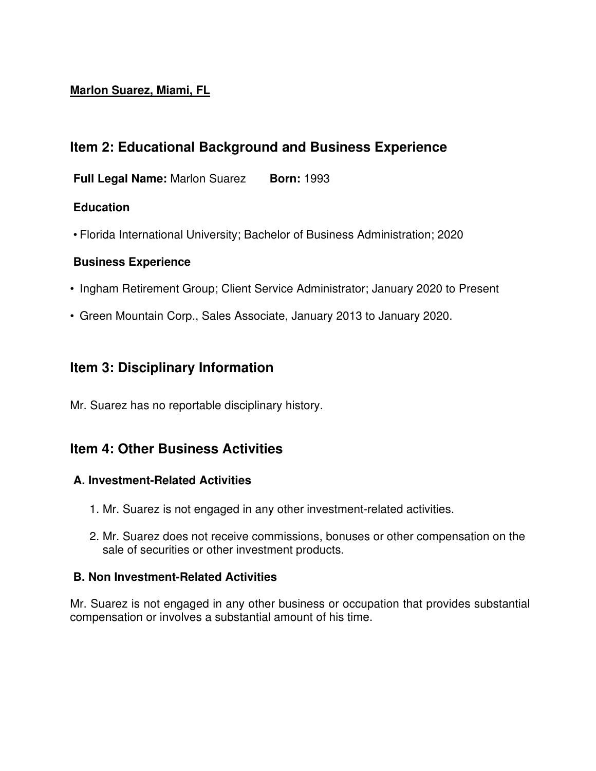**<u>Marlon Suarez, Miami, FL</u>**

## Item 2: Educational Background and Business Experience

**Full Legal Name:** Marlon Suarez **Born:** 1993

**Education**

- Florida International University; Bachelor of Business Administration; 2020

**Business Experience**

- Ingham Retirement Group; Client Service Administrator; January 2020 to Present
- Green Mountain Corp., Sales Associate, January 2013 to January 2020.

## Item 3: Disciplinary Information

Mr. Suarez has no reportable disciplinary history.

## Item 4: Other Business Activities

**A. Investment-Related Activities**

1. Mr. Suarez is not engaged in any other investment-related activities.
2. Mr. Suarez does not receive commissions, bonuses or other compensation on the sale of securities or other investment products.

**B. Non Investment-Related Activities**

Mr. Suarez is not engaged in any other business or occupation that provides substantial compensation or involves a substantial amount of his time.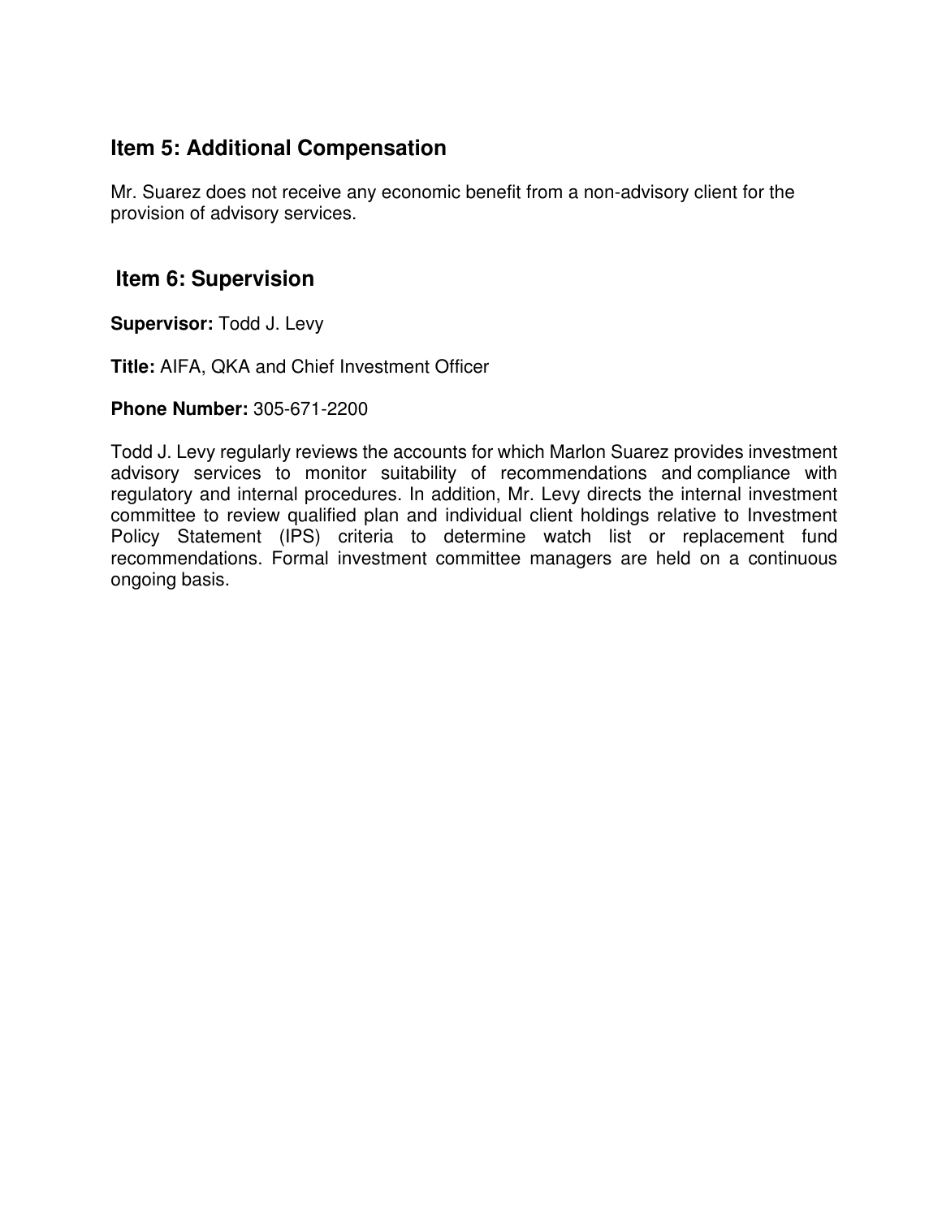## Item 5: Additional Compensation

Mr. Suarez does not receive any economic benefit from a non-advisory client for the provision of advisory services.

## Item 6: Supervision

**Supervisor:** Todd J. Levy

**Title:** AIFA, QKA and Chief Investment Officer

**Phone Number:** 305-671-2200

Todd J. Levy regularly reviews the accounts for which Marlon Suarez provides investment advisory services to monitor suitability of recommendations and compliance with regulatory and internal procedures. In addition, Mr. Levy directs the internal investment committee to review qualified plan and individual client holdings relative to Investment Policy Statement (IPS) criteria to determine watch list or replacement fund recommendations. Formal investment committee managers are held on a continuous ongoing basis.